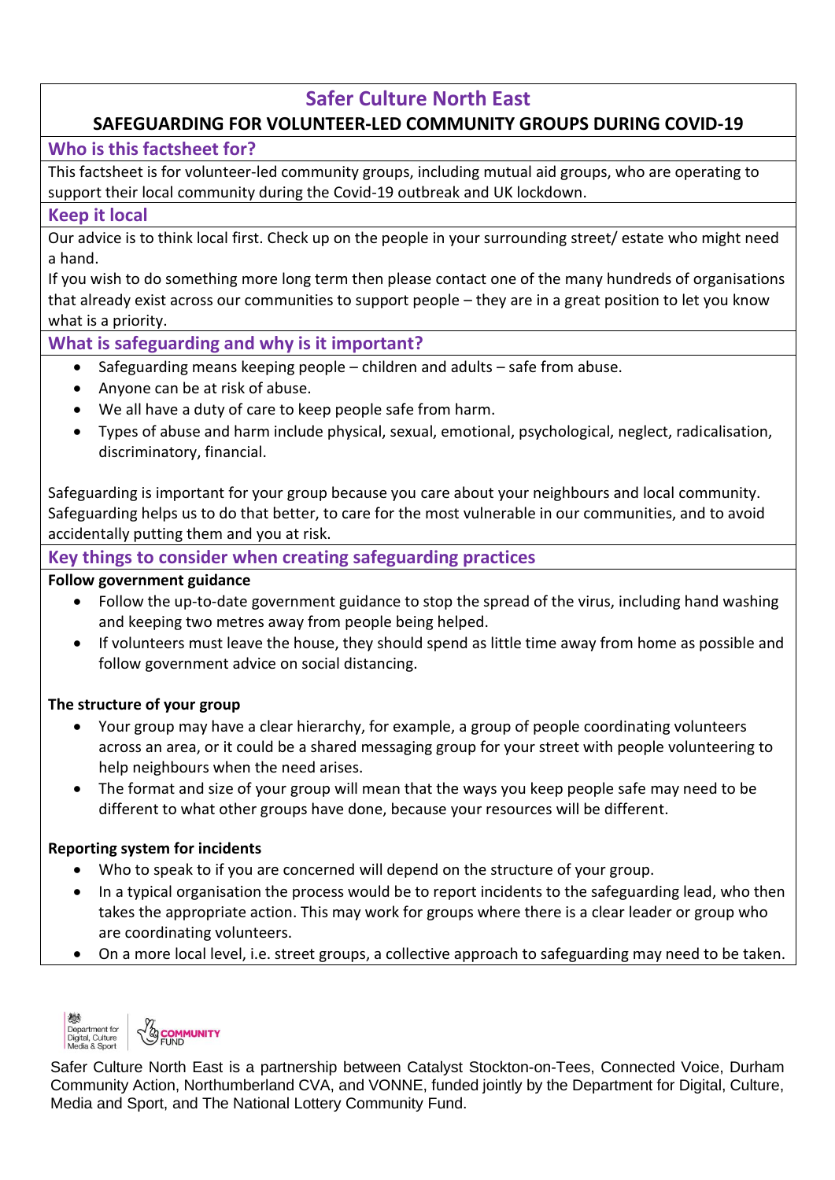# Safer Culture North East

## SAFEGUARDING FOR VOLUNTEER-LED COMMUNITY GROUPS DURING COVID-19

### Who is this factsheet for?

This factsheet is for volunteer-led community groups, including mutual aid groups, who are operating to support their local community during the Covid-19 outbreak and UK lockdown.

### Keep it local

Our advice is to think local first. Check up on the people in your surrounding street/ estate who might need a hand.

If you wish to do something more long term then please contact one of the many hundreds of organisations that already exist across our communities to support people – they are in a great position to let you know what is a priority.

### What is safeguarding and why is it important?

- Safeguarding means keeping people – children and adults – safe from abuse.
- Anyone can be at risk of abuse.
- We all have a duty of care to keep people safe from harm.
- Types of abuse and harm include physical, sexual, emotional, psychological, neglect, radicalisation, discriminatory, financial.

Safeguarding is important for your group because you care about your neighbours and local community. Safeguarding helps us to do that better, to care for the most vulnerable in our communities, and to avoid accidentally putting them and you at risk.

### Key things to consider when creating safeguarding practices

**Follow government guidance**

- Follow the up-to-date government guidance to stop the spread of the virus, including hand washing and keeping two metres away from people being helped.
- If volunteers must leave the house, they should spend as little time away from home as possible and follow government advice on social distancing.

**The structure of your group**

- Your group may have a clear hierarchy, for example, a group of people coordinating volunteers across an area, or it could be a shared messaging group for your street with people volunteering to help neighbours when the need arises.
- The format and size of your group will mean that the ways you keep people safe may need to be different to what other groups have done, because your resources will be different.

**Reporting system for incidents**

- Who to speak to if you are concerned will depend on the structure of your group.
- In a typical organisation the process would be to report incidents to the safeguarding lead, who then takes the appropriate action. This may work for groups where there is a clear leader or group who are coordinating volunteers.
- On a more local level, i.e. street groups, a collective approach to safeguarding may need to be taken.

Department for Digital, Culture Media & Sport | COMMUNITY FUND

Safer Culture North East is a partnership between Catalyst Stockton-on-Tees, Connected Voice, Durham Community Action, Northumberland CVA, and VONNE, funded jointly by the Department for Digital, Culture, Media and Sport, and The National Lottery Community Fund.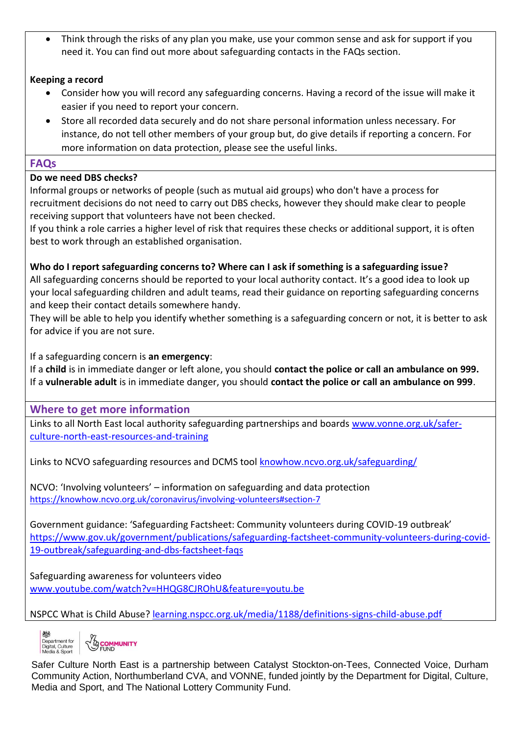- Think through the risks of any plan you make, use your common sense and ask for support if you need it. You can find out more about safeguarding contacts in the FAQs section.

**Keeping a record**

- Consider how you will record any safeguarding concerns. Having a record of the issue will make it easier if you need to report your concern.
- Store all recorded data securely and do not share personal information unless necessary. For instance, do not tell other members of your group but, do give details if reporting a concern. For more information on data protection, please see the useful links.

## FAQs

**Do we need DBS checks?**

Informal groups or networks of people (such as mutual aid groups) who don't have a process for recruitment decisions do not need to carry out DBS checks, however they should make clear to people receiving support that volunteers have not been checked.

If you think a role carries a higher level of risk that requires these checks or additional support, it is often best to work through an established organisation.

**Who do I report safeguarding concerns to? Where can I ask if something is a safeguarding issue?**

All safeguarding concerns should be reported to your local authority contact. It's a good idea to look up your local safeguarding children and adult teams, read their guidance on reporting safeguarding concerns and keep their contact details somewhere handy.

They will be able to help you identify whether something is a safeguarding concern or not, it is better to ask for advice if you are not sure.

If a safeguarding concern is **an emergency**:

If a **child** is in immediate danger or left alone, you should **contact the police or call an ambulance on 999.**

If a **vulnerable adult** is in immediate danger, you should **contact the police or call an ambulance on 999**.

## Where to get more information

Links to all North East local authority safeguarding partnerships and boards www.vonne.org.uk/safer-culture-north-east-resources-and-training

Links to NCVO safeguarding resources and DCMS tool knowhow.ncvo.org.uk/safeguarding/

NCVO: 'Involving volunteers' – information on safeguarding and data protection
https://knowhow.ncvo.org.uk/coronavirus/involving-volunteers#section-7

Government guidance: 'Safeguarding Factsheet: Community volunteers during COVID-19 outbreak'
https://www.gov.uk/government/publications/safeguarding-factsheet-community-volunteers-during-covid-19-outbreak/safeguarding-and-dbs-factsheet-faqs

Safeguarding awareness for volunteers video
www.youtube.com/watch?v=HHQG8CJROhU&feature=youtu.be

NSPCC What is Child Abuse? learning.nspcc.org.uk/media/1188/definitions-signs-child-abuse.pdf

Department for Digital, Culture Media & Sport | COMMUNITY FUND

Safer Culture North East is a partnership between Catalyst Stockton-on-Tees, Connected Voice, Durham Community Action, Northumberland CVA, and VONNE, funded jointly by the Department for Digital, Culture, Media and Sport, and The National Lottery Community Fund.